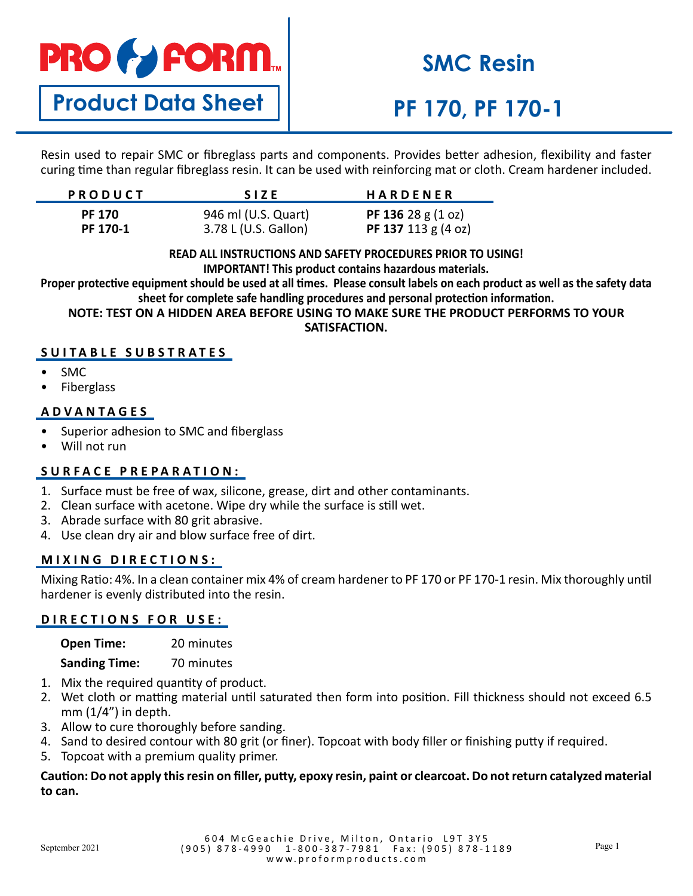# PRO FORM™

**Product Data Sheet**

# SMC Resin

# PF 170, PF 170-1

Resin used to repair SMC or fibreglass parts and components. Provides better adhesion, flexibility and faster curing time than regular fibreglass resin. It can be used with reinforcing mat or cloth. Cream hardener included.

| PRODUCT | SIZE | HARDENER |
|---|---|---|
| **PF 170** | 946 ml (U.S. Quart) | **PF 136** 28 g (1 oz) |
| **PF 170-1** | 3.78 L (U.S. Gallon) | **PF 137** 113 g (4 oz) |

**READ ALL INSTRUCTIONS AND SAFETY PROCEDURES PRIOR TO USING!**
**IMPORTANT! This product contains hazardous materials.**
**Proper protective equipment should be used at all times. Please consult labels on each product as well as the safety data sheet for complete safe handling procedures and personal protection information.**
**NOTE: TEST ON A HIDDEN AREA BEFORE USING TO MAKE SURE THE PRODUCT PERFORMS TO YOUR SATISFACTION.**

## SUITABLE SUBSTRATES

- SMC
- Fiberglass

## ADVANTAGES

- Superior adhesion to SMC and fiberglass
- Will not run

## SURFACE PREPARATION:

1. Surface must be free of wax, silicone, grease, dirt and other contaminants.
2. Clean surface with acetone. Wipe dry while the surface is still wet.
3. Abrade surface with 80 grit abrasive.
4. Use clean dry air and blow surface free of dirt.

## MIXING DIRECTIONS:

Mixing Ratio: 4%. In a clean container mix 4% of cream hardener to PF 170 or PF 170-1 resin. Mix thoroughly until hardener is evenly distributed into the resin.

## DIRECTIONS FOR USE:

**Open Time:** 20 minutes

**Sanding Time:** 70 minutes

1. Mix the required quantity of product.
2. Wet cloth or matting material until saturated then form into position. Fill thickness should not exceed 6.5 mm (1/4”) in depth.
3. Allow to cure thoroughly before sanding.
4. Sand to desired contour with 80 grit (or finer). Topcoat with body filler or finishing putty if required.
5. Topcoat with a premium quality primer.

**Caution: Do not apply this resin on filler, putty, epoxy resin, paint or clearcoat. Do not return catalyzed material to can.**

September 2021

604 McGeachie Drive, Milton, Ontario L9T 3Y5
(905) 878-4990 1-800-387-7981 Fax: (905) 878-1189
www.proformproducts.com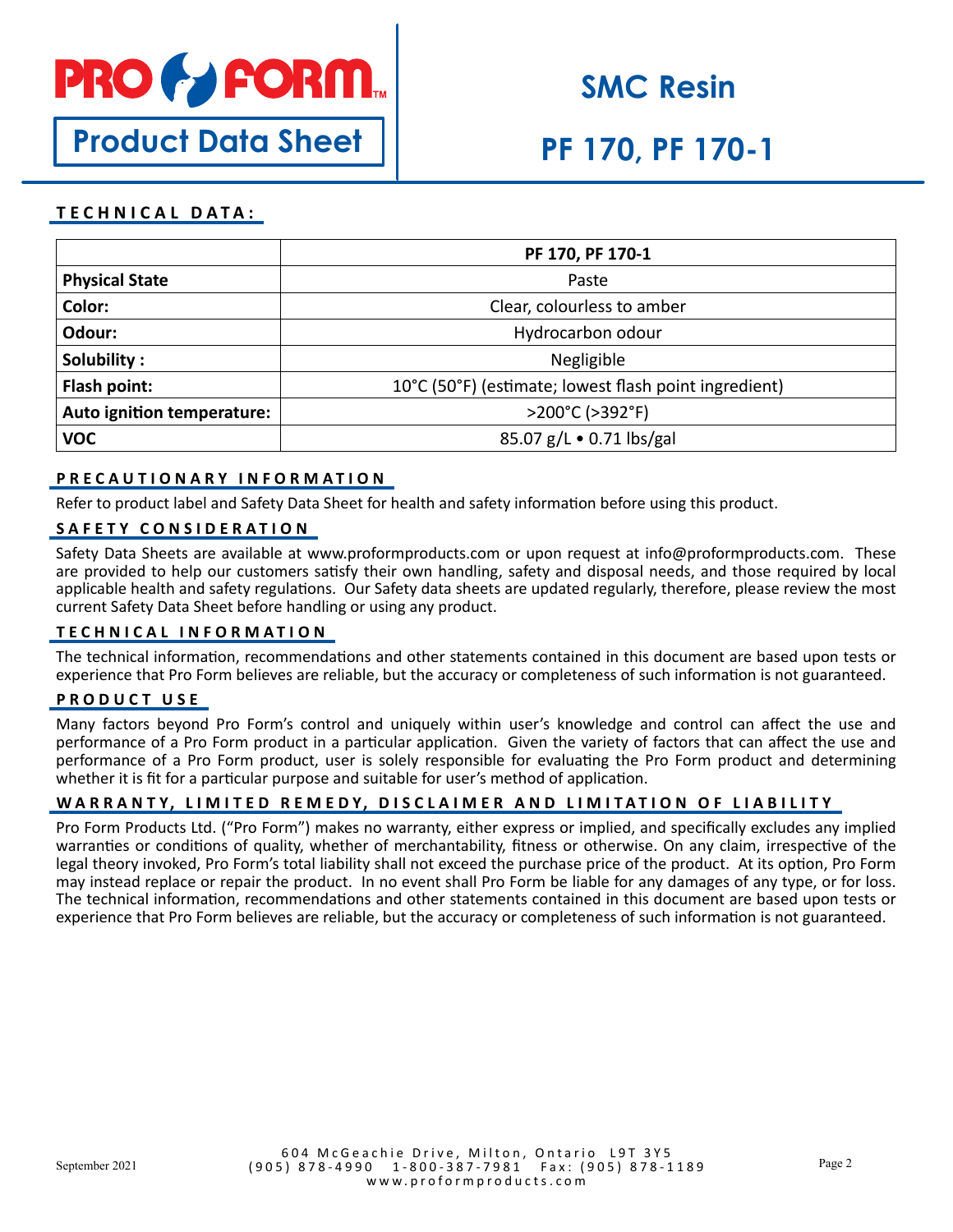PRO FORM

# Product Data Sheet

# SMC Resin

# PF 170, PF 170-1

## TECHNICAL DATA:

| | PF 170, PF 170-1 |
|---|---|
| **Physical State** | Paste |
| **Color:** | Clear, colourless to amber |
| **Odour:** | Hydrocarbon odour |
| **Solubility :** | Negligible |
| **Flash point:** | 10°C (50°F) (estimate; lowest flash point ingredient) |
| **Auto ignition temperature:** | >200°C (>392°F) |
| **VOC** | 85.07 g/L • 0.71 lbs/gal |

## PRECAUTIONARY INFORMATION

Refer to product label and Safety Data Sheet for health and safety information before using this product.

## SAFETY CONSIDERATION

Safety Data Sheets are available at www.proformproducts.com or upon request at info@proformproducts.com. These are provided to help our customers satisfy their own handling, safety and disposal needs, and those required by local applicable health and safety regulations. Our Safety data sheets are updated regularly, therefore, please review the most current Safety Data Sheet before handling or using any product.

## TECHNICAL INFORMATION

The technical information, recommendations and other statements contained in this document are based upon tests or experience that Pro Form believes are reliable, but the accuracy or completeness of such information is not guaranteed.

## PRODUCT USE

Many factors beyond Pro Form's control and uniquely within user's knowledge and control can affect the use and performance of a Pro Form product in a particular application. Given the variety of factors that can affect the use and performance of a Pro Form product, user is solely responsible for evaluating the Pro Form product and determining whether it is fit for a particular purpose and suitable for user's method of application.

## WARRANTY, LIMITED REMEDY, DISCLAIMER AND LIMITATION OF LIABILITY

Pro Form Products Ltd. ("Pro Form") makes no warranty, either express or implied, and specifically excludes any implied warranties or conditions of quality, whether of merchantability, fitness or otherwise. On any claim, irrespective of the legal theory invoked, Pro Form's total liability shall not exceed the purchase price of the product. At its option, Pro Form may instead replace or repair the product. In no event shall Pro Form be liable for any damages of any type, or for loss. The technical information, recommendations and other statements contained in this document are based upon tests or experience that Pro Form believes are reliable, but the accuracy or completeness of such information is not guaranteed.

September 2021

604 McGeachie Drive, Milton, Ontario L9T 3Y5
(905) 878-4990 1-800-387-7981 Fax: (905) 878-1189
www.proformproducts.com